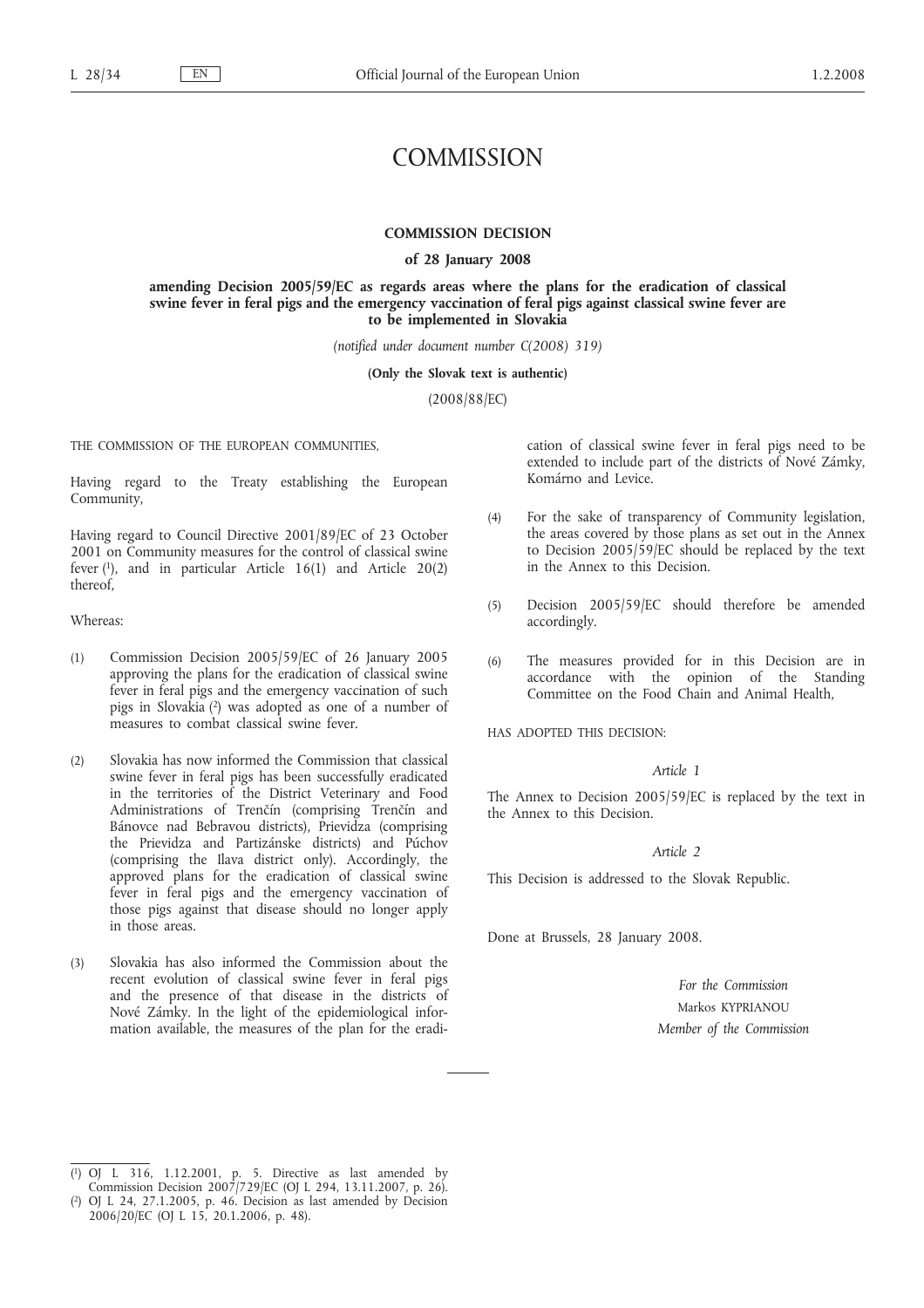# COMMISSION

## COMMISSION DECISION

### of 28 January 2008

### amending Decision 2005/59/EC as regards areas where the plans for the eradication of classical swine fever in feral pigs and the emergency vaccination of feral pigs against classical swine fever are to be implemented in Slovakia

*(notified under document number C(2008) 319)*

**(Only the Slovak text is authentic)**

(2008/88/EC)

THE COMMISSION OF THE EUROPEAN COMMUNITIES,

Having regard to the Treaty establishing the European Community,

Having regard to Council Directive 2001/89/EC of 23 October 2001 on Community measures for the control of classical swine fever [1], and in particular Article 16(1) and Article 20(2) thereof,

Whereas:

(1) Commission Decision 2005/59/EC of 26 January 2005 approving the plans for the eradication of classical swine fever in feral pigs and the emergency vaccination of such pigs in Slovakia [2] was adopted as one of a number of measures to combat classical swine fever.

(2) Slovakia has now informed the Commission that classical swine fever in feral pigs has been successfully eradicated in the territories of the District Veterinary and Food Administrations of Trenčín (comprising Trenčín and Bánovce nad Bebravou districts), Prievidza (comprising the Prievidza and Partizánske districts) and Púchov (comprising the Ilava district only). Accordingly, the approved plans for the eradication of classical swine fever in feral pigs and the emergency vaccination of those pigs against that disease should no longer apply in those areas.

(3) Slovakia has also informed the Commission about the recent evolution of classical swine fever in feral pigs and the presence of that disease in the districts of Nové Zámky. In the light of the epidemiological information available, the measures of the plan for the eradication of classical swine fever in feral pigs need to be extended to include part of the districts of Nové Zámky, Komárno and Levice.

(4) For the sake of transparency of Community legislation, the areas covered by those plans as set out in the Annex to Decision 2005/59/EC should be replaced by the text in the Annex to this Decision.

(5) Decision 2005/59/EC should therefore be amended accordingly.

(6) The measures provided for in this Decision are in accordance with the opinion of the Standing Committee on the Food Chain and Animal Health,

HAS ADOPTED THIS DECISION:

*Article 1*

The Annex to Decision 2005/59/EC is replaced by the text in the Annex to this Decision.

*Article 2*

This Decision is addressed to the Slovak Republic.

Done at Brussels, 28 January 2008.

*For the Commission*

Markos KYPRIANOU

*Member of the Commission*

---

[1] OJ L 316, 1.12.2001, p. 5. Directive as last amended by Commission Decision 2007/729/EC (OJ L 294, 13.11.2007, p. 26).

[2] OJ L 24, 27.1.2005, p. 46. Decision as last amended by Decision 2006/20/EC (OJ L 15, 20.1.2006, p. 48).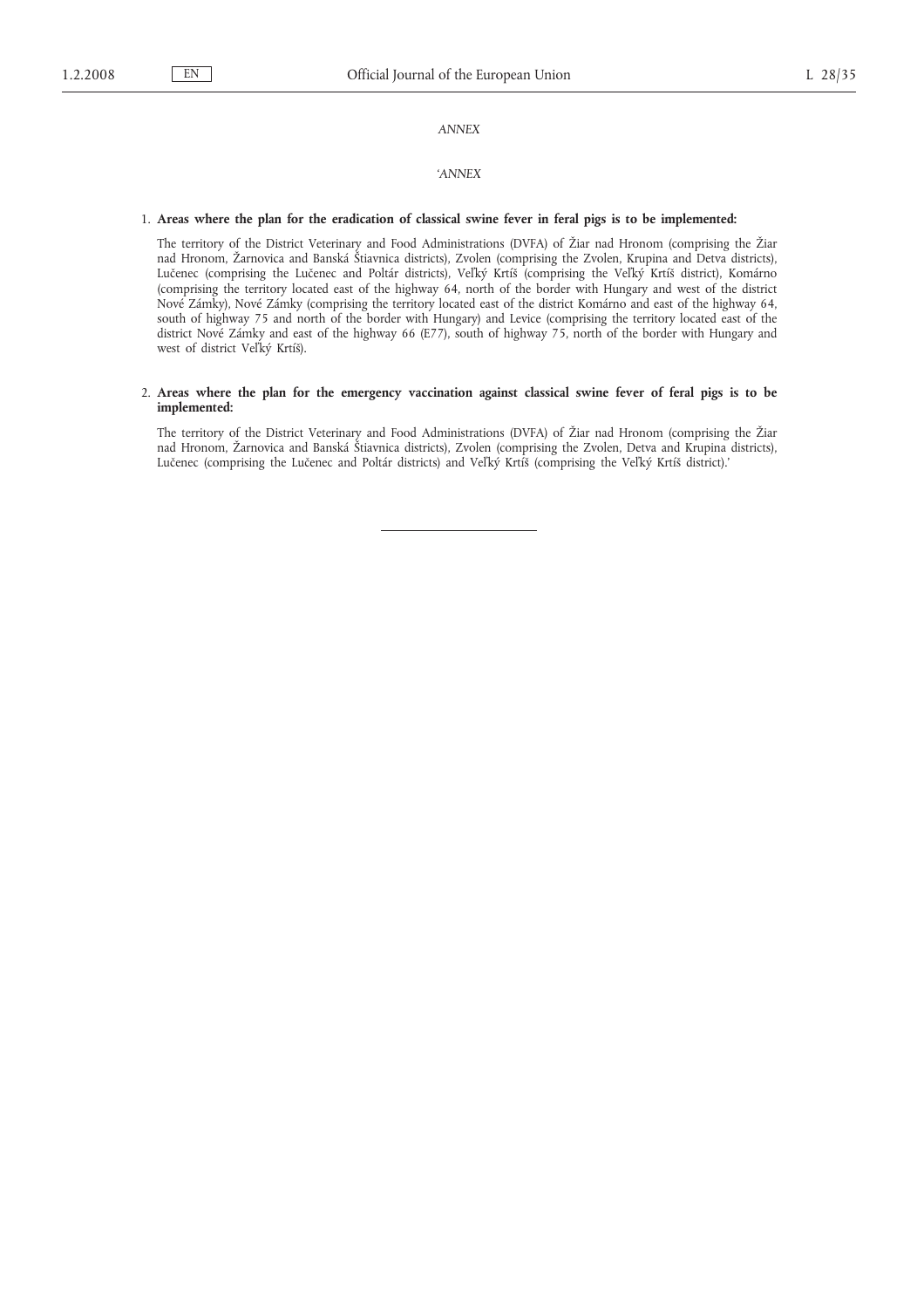*ANNEX*

*'ANNEX*

1. **Areas where the plan for the eradication of classical swine fever in feral pigs is to be implemented:**

   The territory of the District Veterinary and Food Administrations (DVFA) of Žiar nad Hronom (comprising the Žiar nad Hronom, Žarnovica and Banská Štiavnica districts), Zvolen (comprising the Zvolen, Krupina and Detva districts), Lučenec (comprising the Lučenec and Poltár districts), Veľký Krtíš (comprising the Veľký Krtíš district), Komárno (comprising the territory located east of the highway 64, north of the border with Hungary and west of the district Nové Zámky), Nové Zámky (comprising the territory located east of the district Komárno and east of the highway 64, south of highway 75 and north of the border with Hungary) and Levice (comprising the territory located east of the district Nové Zámky and east of the highway 66 (E77), south of highway 75, north of the border with Hungary and west of district Veľký Krtíš).

2. **Areas where the plan for the emergency vaccination against classical swine fever of feral pigs is to be implemented:**

   The territory of the District Veterinary and Food Administrations (DVFA) of Žiar nad Hronom (comprising the Žiar nad Hronom, Žarnovica and Banská Štiavnica districts), Zvolen (comprising the Zvolen, Detva and Krupina districts), Lučenec (comprising the Lučenec and Poltár districts) and Veľký Krtíš (comprising the Veľký Krtíš district).'